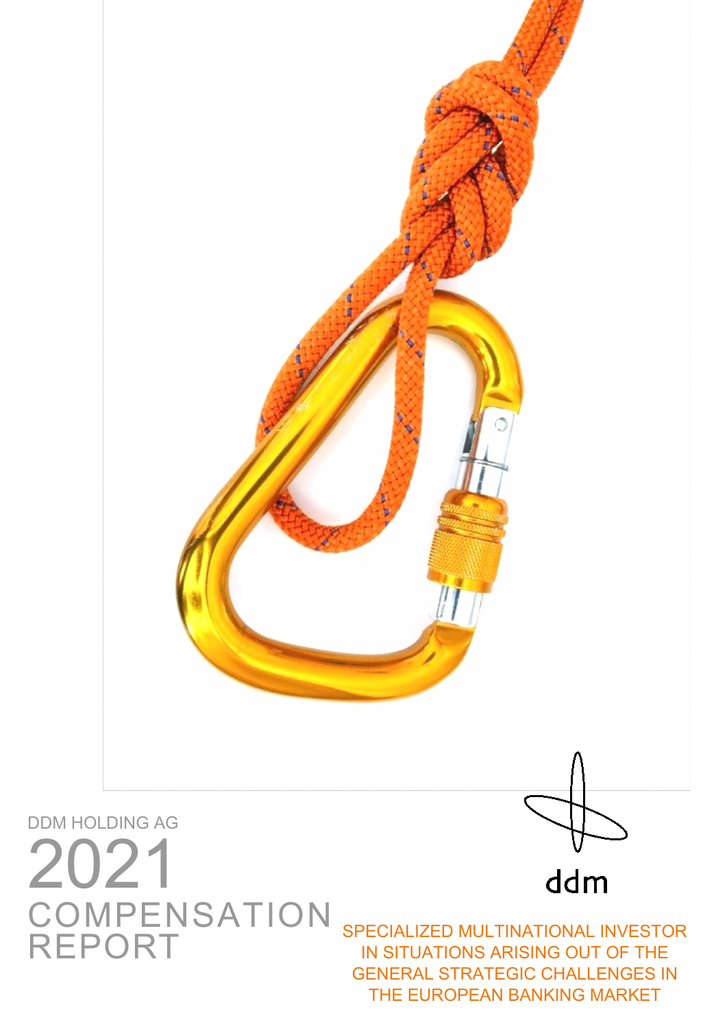DDM HOLDING AG

# 2021 COMPENSATION REPORT

ddm

SPECIALIZED MULTINATIONAL INVESTOR IN SITUATIONS ARISING OUT OF THE GENERAL STRATEGIC CHALLENGES IN THE EUROPEAN BANKING MARKET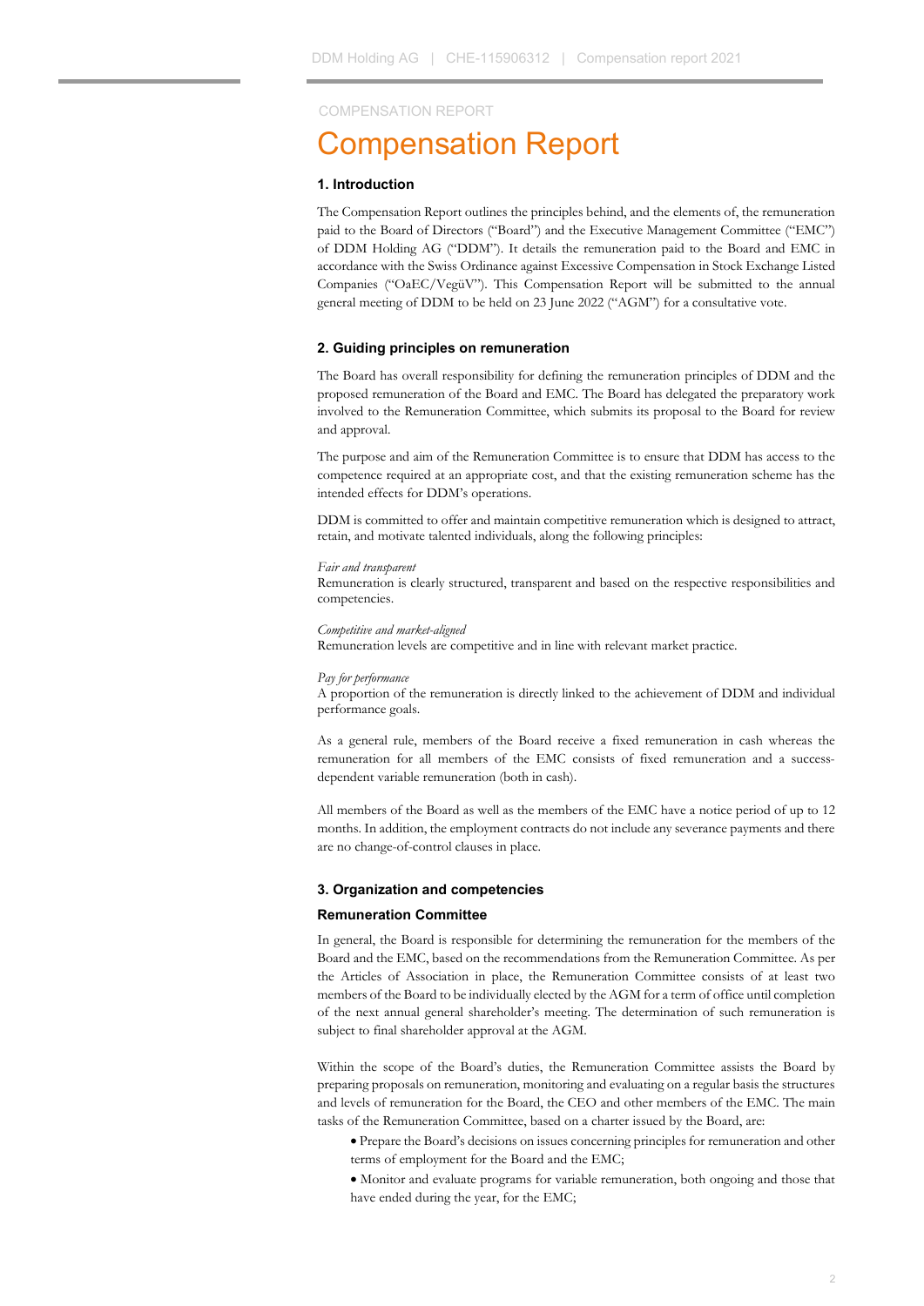COMPENSATION REPORT

# Compensation Report

## 1. Introduction

The Compensation Report outlines the principles behind, and the elements of, the remuneration paid to the Board of Directors ("Board") and the Executive Management Committee ("EMC") of DDM Holding AG ("DDM"). It details the remuneration paid to the Board and EMC in accordance with the Swiss Ordinance against Excessive Compensation in Stock Exchange Listed Companies ("OaEC/VegüV"). This Compensation Report will be submitted to the annual general meeting of DDM to be held on 23 June 2022 ("AGM") for a consultative vote.

## 2. Guiding principles on remuneration

The Board has overall responsibility for defining the remuneration principles of DDM and the proposed remuneration of the Board and EMC. The Board has delegated the preparatory work involved to the Remuneration Committee, which submits its proposal to the Board for review and approval.

The purpose and aim of the Remuneration Committee is to ensure that DDM has access to the competence required at an appropriate cost, and that the existing remuneration scheme has the intended effects for DDM's operations.

DDM is committed to offer and maintain competitive remuneration which is designed to attract, retain, and motivate talented individuals, along the following principles:

*Fair and transparent*
Remuneration is clearly structured, transparent and based on the respective responsibilities and competencies.

*Competitive and market-aligned*
Remuneration levels are competitive and in line with relevant market practice.

*Pay for performance*
A proportion of the remuneration is directly linked to the achievement of DDM and individual performance goals.

As a general rule, members of the Board receive a fixed remuneration in cash whereas the remuneration for all members of the EMC consists of fixed remuneration and a success-dependent variable remuneration (both in cash).

All members of the Board as well as the members of the EMC have a notice period of up to 12 months. In addition, the employment contracts do not include any severance payments and there are no change-of-control clauses in place.

## 3. Organization and competencies

### Remuneration Committee

In general, the Board is responsible for determining the remuneration for the members of the Board and the EMC, based on the recommendations from the Remuneration Committee. As per the Articles of Association in place, the Remuneration Committee consists of at least two members of the Board to be individually elected by the AGM for a term of office until completion of the next annual general shareholder's meeting. The determination of such remuneration is subject to final shareholder approval at the AGM.

Within the scope of the Board's duties, the Remuneration Committee assists the Board by preparing proposals on remuneration, monitoring and evaluating on a regular basis the structures and levels of remuneration for the Board, the CEO and other members of the EMC. The main tasks of the Remuneration Committee, based on a charter issued by the Board, are:

- Prepare the Board's decisions on issues concerning principles for remuneration and other terms of employment for the Board and the EMC;
- Monitor and evaluate programs for variable remuneration, both ongoing and those that have ended during the year, for the EMC;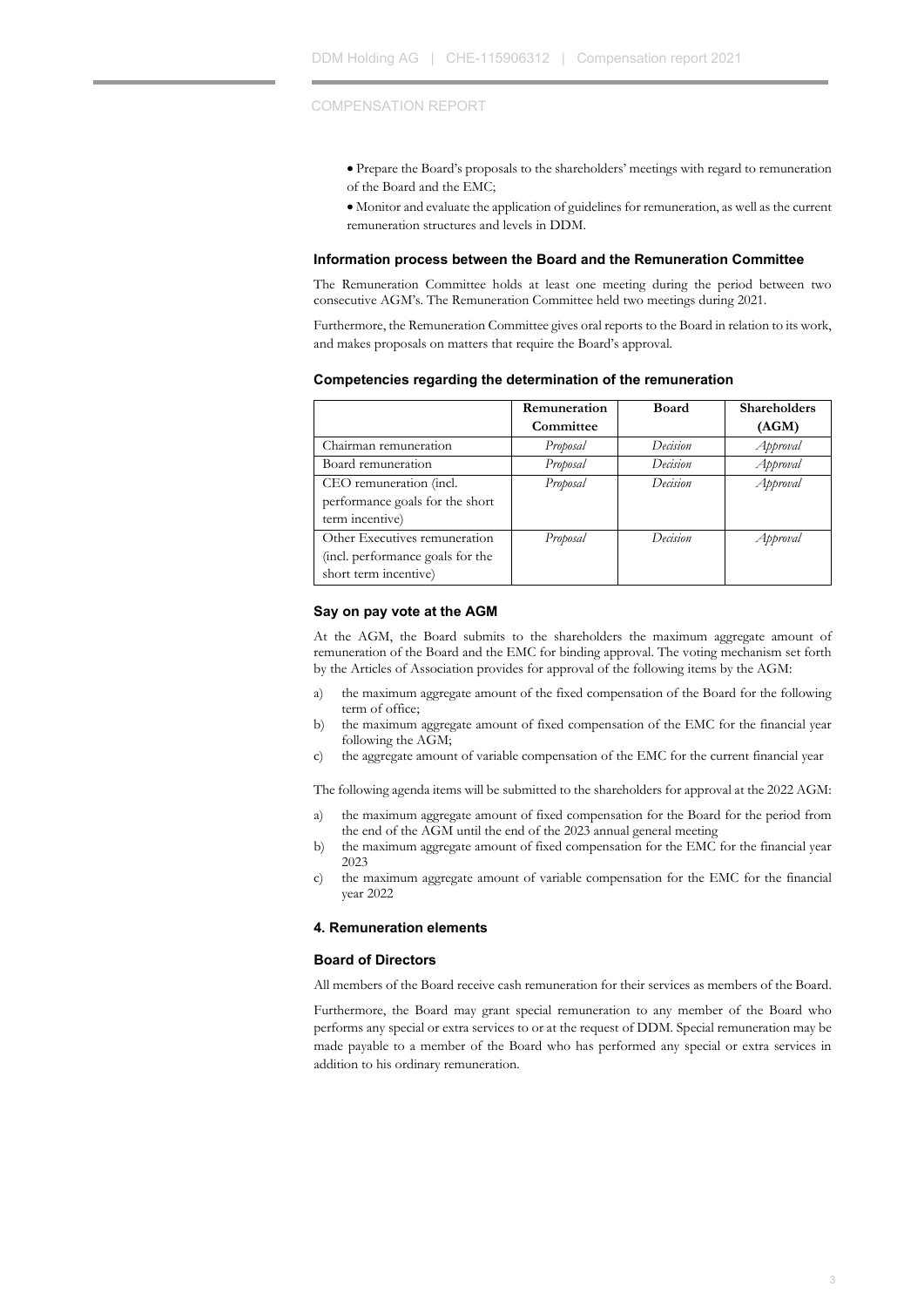COMPENSATION REPORT

- Prepare the Board's proposals to the shareholders' meetings with regard to remuneration of the Board and the EMC;
- Monitor and evaluate the application of guidelines for remuneration, as well as the current remuneration structures and levels in DDM.

### Information process between the Board and the Remuneration Committee

The Remuneration Committee holds at least one meeting during the period between two consecutive AGM's. The Remuneration Committee held two meetings during 2021.

Furthermore, the Remuneration Committee gives oral reports to the Board in relation to its work, and makes proposals on matters that require the Board's approval.

### Competencies regarding the determination of the remuneration

| | Remuneration Committee | Board | Shareholders (AGM) |
|---|---|---|---|
| Chairman remuneration | *Proposal* | *Decision* | *Approval* |
| Board remuneration | *Proposal* | *Decision* | *Approval* |
| CEO remuneration (incl. performance goals for the short term incentive) | *Proposal* | *Decision* | *Approval* |
| Other Executives remuneration (incl. performance goals for the short term incentive) | *Proposal* | *Decision* | *Approval* |

### Say on pay vote at the AGM

At the AGM, the Board submits to the shareholders the maximum aggregate amount of remuneration of the Board and the EMC for binding approval. The voting mechanism set forth by the Articles of Association provides for approval of the following items by the AGM:

a) the maximum aggregate amount of the fixed compensation of the Board for the following term of office;
b) the maximum aggregate amount of fixed compensation of the EMC for the financial year following the AGM;
c) the aggregate amount of variable compensation of the EMC for the current financial year

The following agenda items will be submitted to the shareholders for approval at the 2022 AGM:

a) the maximum aggregate amount of fixed compensation for the Board for the period from the end of the AGM until the end of the 2023 annual general meeting
b) the maximum aggregate amount of fixed compensation for the EMC for the financial year 2023
c) the maximum aggregate amount of variable compensation for the EMC for the financial year 2022

## 4. Remuneration elements

### Board of Directors

All members of the Board receive cash remuneration for their services as members of the Board.

Furthermore, the Board may grant special remuneration to any member of the Board who performs any special or extra services to or at the request of DDM. Special remuneration may be made payable to a member of the Board who has performed any special or extra services in addition to his ordinary remuneration.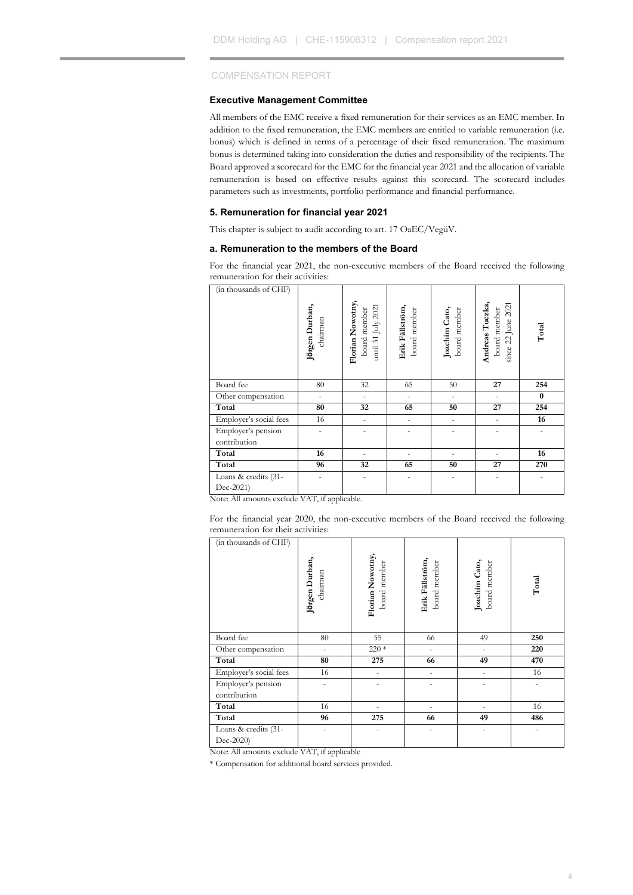COMPENSATION REPORT

### Executive Management Committee

All members of the EMC receive a fixed remuneration for their services as an EMC member. In addition to the fixed remuneration, the EMC members are entitled to variable remuneration (i.e. bonus) which is defined in terms of a percentage of their fixed remuneration. The maximum bonus is determined taking into consideration the duties and responsibility of the recipients. The Board approved a scorecard for the EMC for the financial year 2021 and the allocation of variable remuneration is based on effective results against this scorecard. The scorecard includes parameters such as investments, portfolio performance and financial performance.

## 5. Remuneration for financial year 2021

This chapter is subject to audit according to art. 17 OaEC/VegüV.

### a. Remuneration to the members of the Board

For the financial year 2021, the non-executive members of the Board received the following remuneration for their activities:

| (in thousands of CHF) | **Jörgen Durban,** chairman | **Florian Nowotny,** board member until 31 July 2021 | **Erik Fällström,** board member | **Joachim Cato,** board member | **Andreas Tuczka,** board member since 22 June 2021 | **Total** |
|---|---|---|---|---|---|---|
| Board fee | 80 | 32 | 65 | 50 | **27** | **254** |
| Other compensation | - | - | - | - | - | **0** |
| **Total** | **80** | **32** | **65** | **50** | **27** | **254** |
| Employer's social fees | 16 | - | - | - | - | **16** |
| Employer's pension contribution | - | - | - | - | - | - |
| **Total** | **16** | - | - | - | - | **16** |
| **Total** | **96** | **32** | **65** | **50** | **27** | **270** |
| Loans & credits (31-Dec-2021) | - | - | - | - | - | - |

Note: All amounts exclude VAT, if applicable.

For the financial year 2020, the non-executive members of the Board received the following remuneration for their activities:

| (in thousands of CHF) | **Jörgen Durban,** chairman | **Florian Nowotny,** board member | **Erik Fällström,** board member | **Joachim Cato,** board member | **Total** |
|---|---|---|---|---|---|
| Board fee | 80 | 55 | 66 | 49 | **250** |
| Other compensation | - | 220 * | - | - | **220** |
| **Total** | **80** | **275** | **66** | **49** | **470** |
| Employer's social fees | 16 | - | - | - | 16 |
| Employer's pension contribution | - | - | - | - | - |
| **Total** | 16 | - | - | - | 16 |
| **Total** | **96** | **275** | **66** | **49** | **486** |
| Loans & credits (31-Dec-2020) | - | - | - | - | - |

Note: All amounts exclude VAT, if applicable

* Compensation for additional board services provided.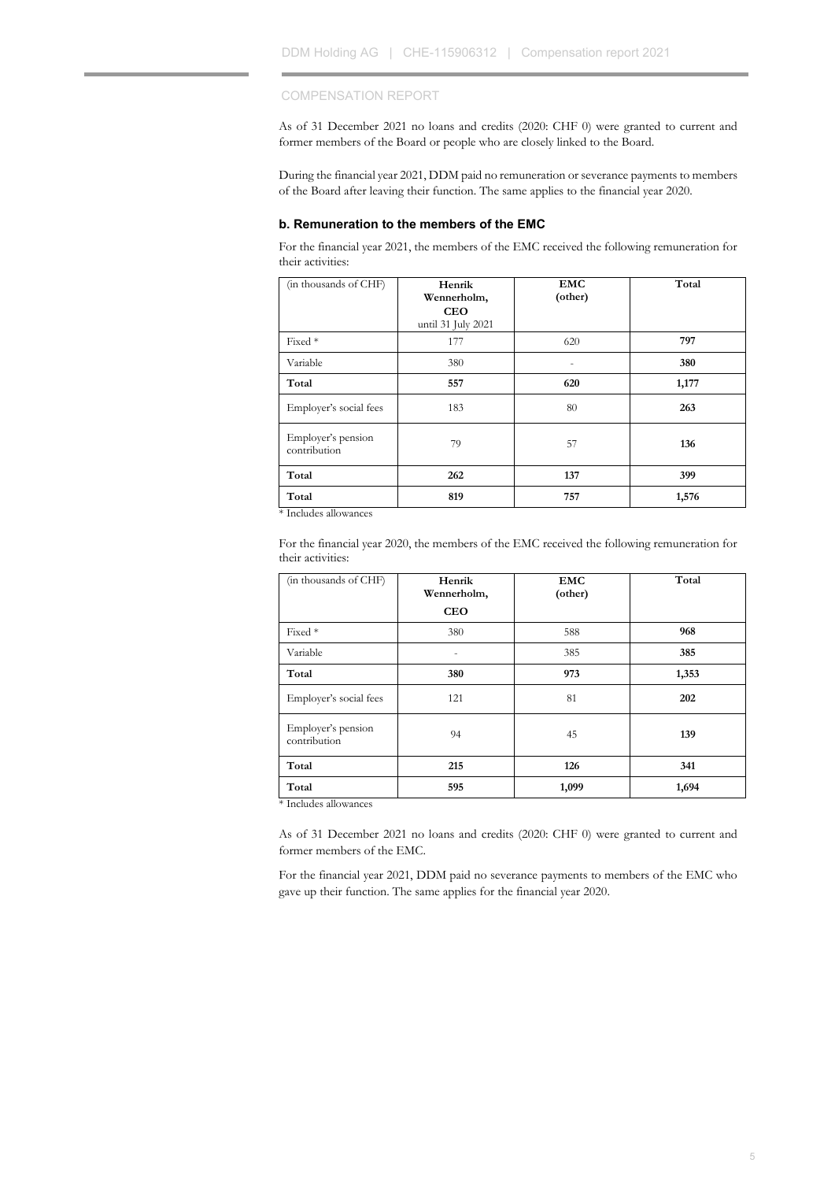COMPENSATION REPORT

As of 31 December 2021 no loans and credits (2020: CHF 0) were granted to current and former members of the Board or people who are closely linked to the Board.

During the financial year 2021, DDM paid no remuneration or severance payments to members of the Board after leaving their function. The same applies to the financial year 2020.

### b. Remuneration to the members of the EMC

For the financial year 2021, the members of the EMC received the following remuneration for their activities:

| (in thousands of CHF) | **Henrik Wennerholm, CEO** until 31 July 2021 | **EMC (other)** | **Total** |
|---|---|---|---|
| Fixed * | 177 | 620 | **797** |
| Variable | 380 | - | **380** |
| **Total** | **557** | **620** | **1,177** |
| Employer's social fees | 183 | 80 | **263** |
| Employer's pension contribution | 79 | 57 | **136** |
| **Total** | **262** | **137** | **399** |
| **Total** | **819** | **757** | **1,576** |

\* Includes allowances

For the financial year 2020, the members of the EMC received the following remuneration for their activities:

| (in thousands of CHF) | **Henrik Wennerholm, CEO** | **EMC (other)** | **Total** |
|---|---|---|---|
| Fixed * | 380 | 588 | **968** |
| Variable | - | 385 | **385** |
| **Total** | **380** | **973** | **1,353** |
| Employer's social fees | 121 | 81 | **202** |
| Employer's pension contribution | 94 | 45 | **139** |
| **Total** | **215** | **126** | **341** |
| **Total** | **595** | **1,099** | **1,694** |

\* Includes allowances

As of 31 December 2021 no loans and credits (2020: CHF 0) were granted to current and former members of the EMC.

For the financial year 2021, DDM paid no severance payments to members of the EMC who gave up their function. The same applies for the financial year 2020.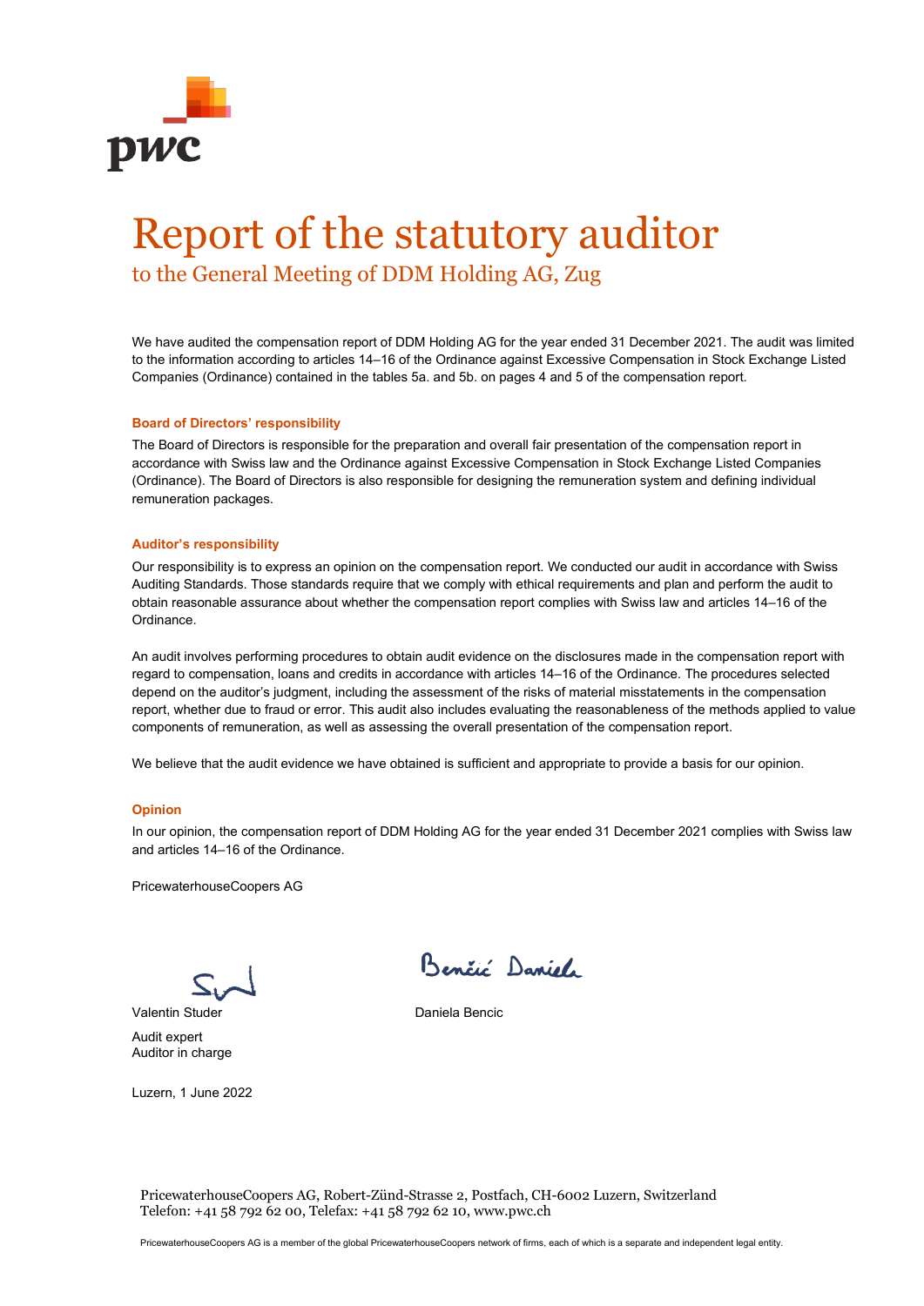# Report of the statutory auditor

## to the General Meeting of DDM Holding AG, Zug

We have audited the compensation report of DDM Holding AG for the year ended 31 December 2021. The audit was limited to the information according to articles 14–16 of the Ordinance against Excessive Compensation in Stock Exchange Listed Companies (Ordinance) contained in the tables 5a. and 5b. on pages 4 and 5 of the compensation report.

### Board of Directors' responsibility

The Board of Directors is responsible for the preparation and overall fair presentation of the compensation report in accordance with Swiss law and the Ordinance against Excessive Compensation in Stock Exchange Listed Companies (Ordinance). The Board of Directors is also responsible for designing the remuneration system and defining individual remuneration packages.

### Auditor's responsibility

Our responsibility is to express an opinion on the compensation report. We conducted our audit in accordance with Swiss Auditing Standards. Those standards require that we comply with ethical requirements and plan and perform the audit to obtain reasonable assurance about whether the compensation report complies with Swiss law and articles 14–16 of the Ordinance.

An audit involves performing procedures to obtain audit evidence on the disclosures made in the compensation report with regard to compensation, loans and credits in accordance with articles 14–16 of the Ordinance. The procedures selected depend on the auditor's judgment, including the assessment of the risks of material misstatements in the compensation report, whether due to fraud or error. This audit also includes evaluating the reasonableness of the methods applied to value components of remuneration, as well as assessing the overall presentation of the compensation report.

We believe that the audit evidence we have obtained is sufficient and appropriate to provide a basis for our opinion.

### Opinion

In our opinion, the compensation report of DDM Holding AG for the year ended 31 December 2021 complies with Swiss law and articles 14–16 of the Ordinance.

PricewaterhouseCoopers AG

Valentin Studer

Audit expert
Auditor in charge

Daniela Bencic

Luzern, 1 June 2022

PricewaterhouseCoopers AG, Robert-Zünd-Strasse 2, Postfach, CH-6002 Luzern, Switzerland
Telefon: +41 58 792 62 00, Telefax: +41 58 792 62 10, www.pwc.ch

PricewaterhouseCoopers AG is a member of the global PricewaterhouseCoopers network of firms, each of which is a separate and independent legal entity.